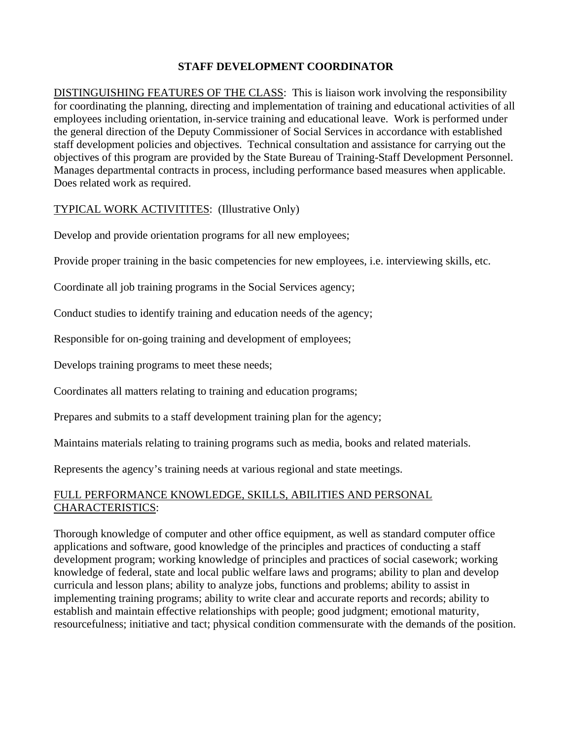# STAFF DEVELOPMENT COORDINATOR

DISTINGUISHING FEATURES OF THE CLASS: This is liaison work involving the responsibility for coordinating the planning, directing and implementation of training and educational activities of all employees including orientation, in-service training and educational leave. Work is performed under the general direction of the Deputy Commissioner of Social Services in accordance with established staff development policies and objectives. Technical consultation and assistance for carrying out the objectives of this program are provided by the State Bureau of Training-Staff Development Personnel. Manages departmental contracts in process, including performance based measures when applicable. Does related work as required.

TYPICAL WORK ACTIVITITES: (Illustrative Only)

Develop and provide orientation programs for all new employees;

Provide proper training in the basic competencies for new employees, i.e. interviewing skills, etc.

Coordinate all job training programs in the Social Services agency;

Conduct studies to identify training and education needs of the agency;

Responsible for on-going training and development of employees;

Develops training programs to meet these needs;

Coordinates all matters relating to training and education programs;

Prepares and submits to a staff development training plan for the agency;

Maintains materials relating to training programs such as media, books and related materials.

Represents the agency's training needs at various regional and state meetings.

FULL PERFORMANCE KNOWLEDGE, SKILLS, ABILITIES AND PERSONAL CHARACTERISTICS:

Thorough knowledge of computer and other office equipment, as well as standard computer office applications and software, good knowledge of the principles and practices of conducting a staff development program; working knowledge of principles and practices of social casework; working knowledge of federal, state and local public welfare laws and programs; ability to plan and develop curricula and lesson plans; ability to analyze jobs, functions and problems; ability to assist in implementing training programs; ability to write clear and accurate reports and records; ability to establish and maintain effective relationships with people; good judgment; emotional maturity, resourcefulness; initiative and tact; physical condition commensurate with the demands of the position.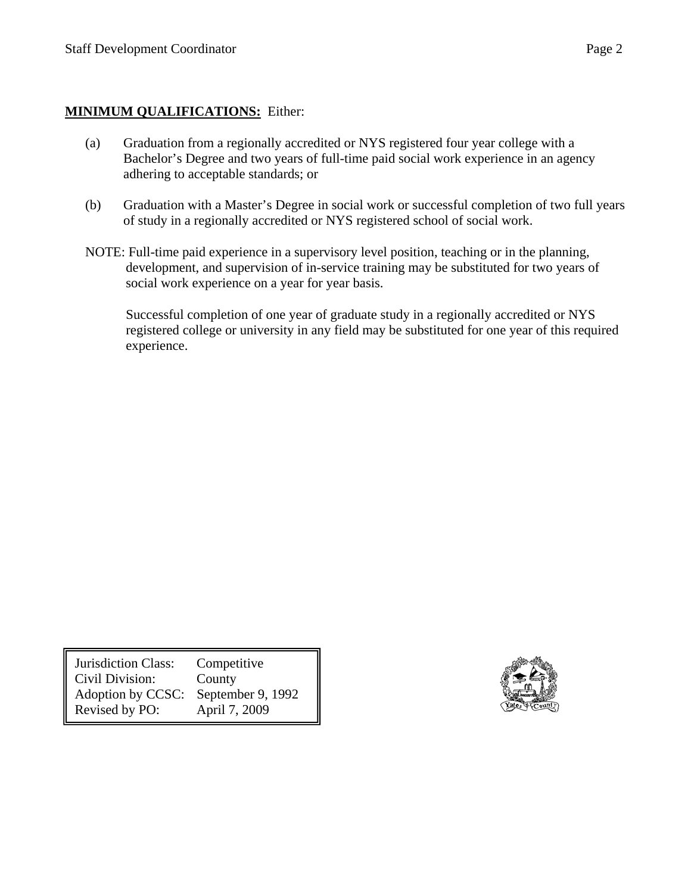**MINIMUM QUALIFICATIONS:** Either:

(a) Graduation from a regionally accredited or NYS registered four year college with a Bachelor's Degree and two years of full-time paid social work experience in an agency adhering to acceptable standards; or

(b) Graduation with a Master's Degree in social work or successful completion of two full years of study in a regionally accredited or NYS registered school of social work.

NOTE: Full-time paid experience in a supervisory level position, teaching or in the planning, development, and supervision of in-service training may be substituted for two years of social work experience on a year for year basis.

Successful completion of one year of graduate study in a regionally accredited or NYS registered college or university in any field may be substituted for one year of this required experience.

| | |
|---|---|
| Jurisdiction Class: | Competitive |
| Civil Division: | County |
| Adoption by CCSC: | September 9, 1992 |
| Revised by PO: | April 7, 2009 |